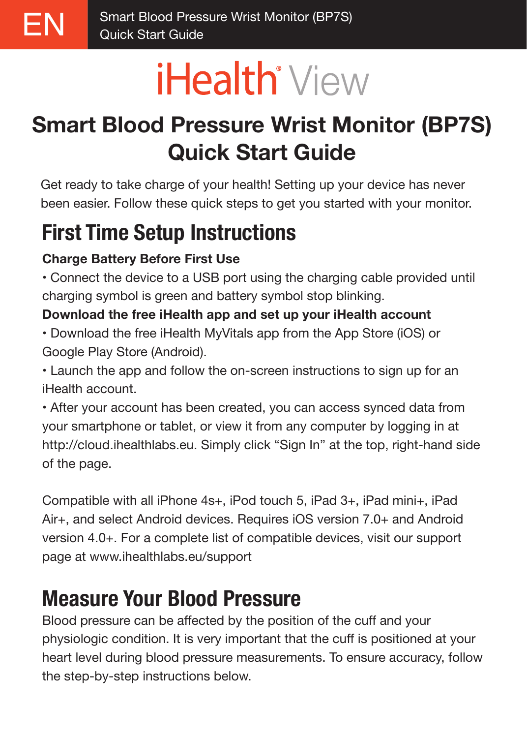# iHealth® View

# Smart Blood Pressure Wrist Monitor (BP7S) Quick Start Guide

Get ready to take charge of your health! Setting up your device has never been easier. Follow these quick steps to get you started with your monitor.

## First Time Setup Instructions

**Charge Battery Before First Use**

• Connect the device to a USB port using the charging cable provided until charging symbol is green and battery symbol stop blinking.

**Download the free iHealth app and set up your iHealth account**

• Download the free iHealth MyVitals app from the App Store (iOS) or Google Play Store (Android).

• Launch the app and follow the on-screen instructions to sign up for an iHealth account.

• After your account has been created, you can access synced data from your smartphone or tablet, or view it from any computer by logging in at http://cloud.ihealthlabs.eu. Simply click "Sign In" at the top, right-hand side of the page.

Compatible with all iPhone 4s+, iPod touch 5, iPad 3+, iPad mini+, iPad Air+, and select Android devices. Requires iOS version 7.0+ and Android version 4.0+. For a complete list of compatible devices, visit our support page at www.ihealthlabs.eu/support

## Measure Your Blood Pressure

Blood pressure can be affected by the position of the cuff and your physiologic condition. It is very important that the cuff is positioned at your heart level during blood pressure measurements. To ensure accuracy, follow the step-by-step instructions below.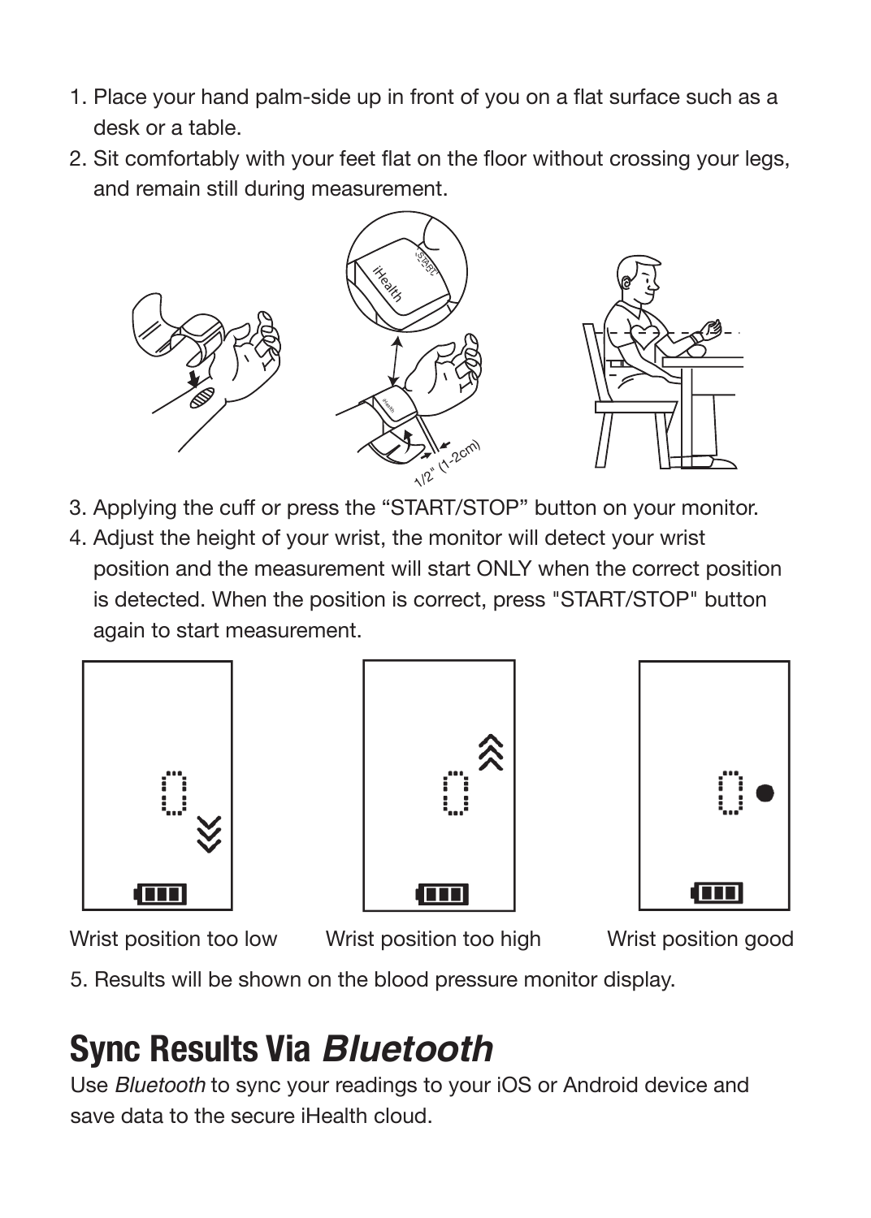1. Place your hand palm-side up in front of you on a flat surface such as a desk or a table.
2. Sit comfortably with your feet flat on the floor without crossing your legs, and remain still during measurement.

3. Applying the cuff or press the “START/STOP” button on your monitor.
4. Adjust the height of your wrist, the monitor will detect your wrist position and the measurement will start ONLY when the correct position is detected. When the position is correct, press "START/STOP" button again to start measurement.

Wrist position too low    Wrist position too high    Wrist position good

5. Results will be shown on the blood pressure monitor display.

## Sync Results Via *Bluetooth*

Use *Bluetooth* to sync your readings to your iOS or Android device and save data to the secure iHealth cloud.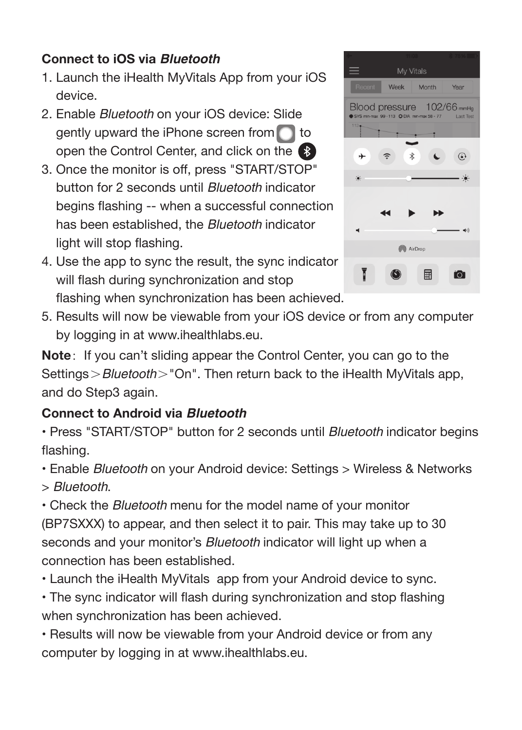**Connect to iOS via *Bluetooth***

1. Launch the iHealth MyVitals App from your iOS device.
2. Enable *Bluetooth* on your iOS device: Slide gently upward the iPhone screen from ◯ to open the Control Center, and click on the ✱
3. Once the monitor is off, press "START/STOP" button for 2 seconds until *Bluetooth* indicator begins flashing -- when a successful connection has been established, the *Bluetooth* indicator light will stop flashing.
4. Use the app to sync the result, the sync indicator will flash during synchronization and stop flashing when synchronization has been achieved.
5. Results will now be viewable from your iOS device or from any computer by logging in at www.ihealthlabs.eu.

**Note**: If you can't sliding appear the Control Center, you can go to the Settings＞*Bluetooth*＞"On". Then return back to the iHealth MyVitals app, and do Step3 again.

**Connect to Android via *Bluetooth***

• Press "START/STOP" button for 2 seconds until *Bluetooth* indicator begins flashing.

• Enable *Bluetooth* on your Android device: Settings > Wireless & Networks > *Bluetooth*.

• Check the *Bluetooth* menu for the model name of your monitor (BP7SXXX) to appear, and then select it to pair. This may take up to 30 seconds and your monitor's *Bluetooth* indicator will light up when a connection has been established.

• Launch the iHealth MyVitals app from your Android device to sync.

• The sync indicator will flash during synchronization and stop flashing when synchronization has been achieved.

• Results will now be viewable from your Android device or from any computer by logging in at www.ihealthlabs.eu.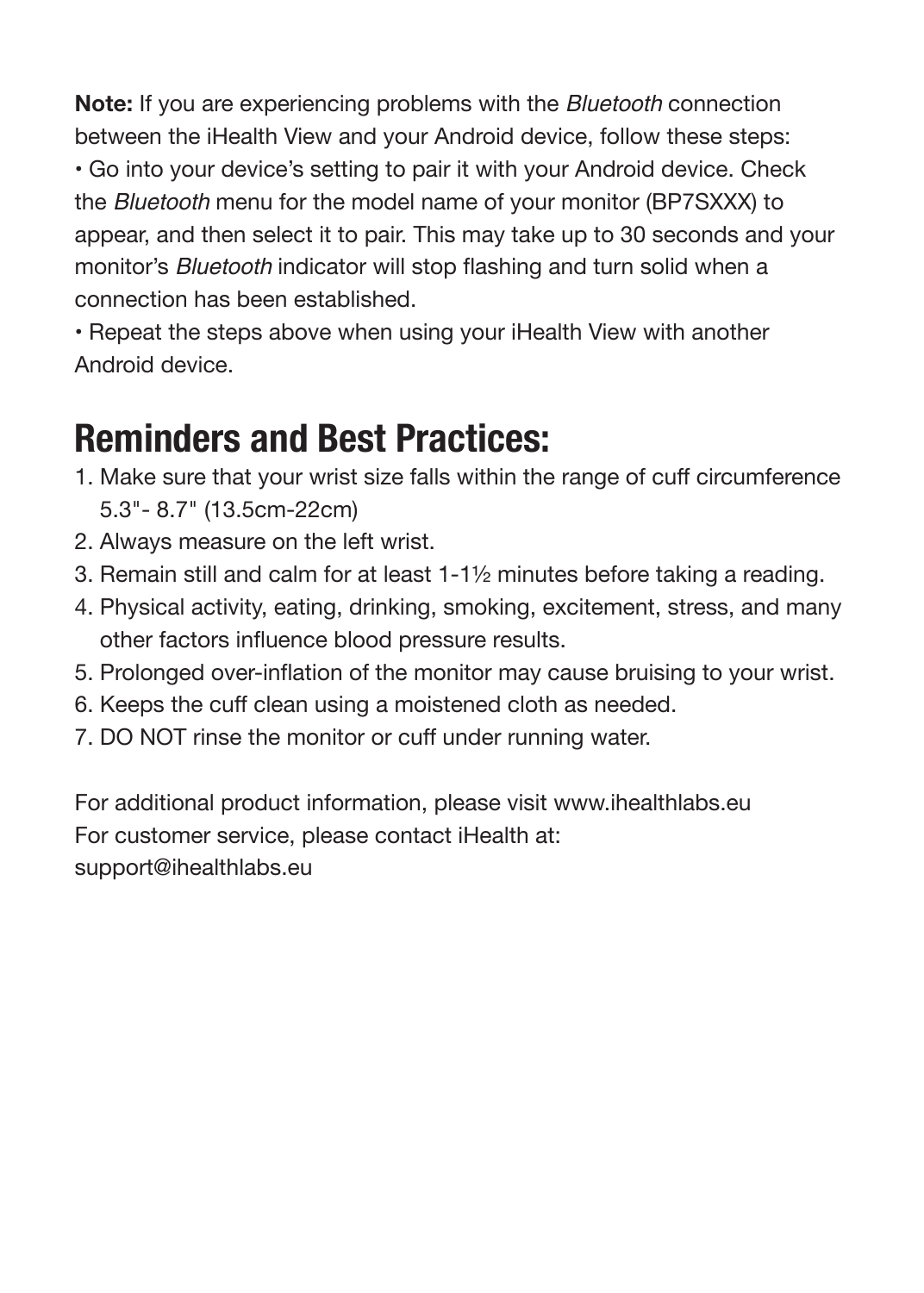**Note:** If you are experiencing problems with the *Bluetooth* connection between the iHealth View and your Android device, follow these steps:

• Go into your device's setting to pair it with your Android device. Check the *Bluetooth* menu for the model name of your monitor (BP7SXXX) to appear, and then select it to pair. This may take up to 30 seconds and your monitor's *Bluetooth* indicator will stop flashing and turn solid when a connection has been established.

• Repeat the steps above when using your iHealth View with another Android device.

## Reminders and Best Practices:

1. Make sure that your wrist size falls within the range of cuff circumference 5.3"- 8.7" (13.5cm-22cm)
2. Always measure on the left wrist.
3. Remain still and calm for at least 1-1½ minutes before taking a reading.
4. Physical activity, eating, drinking, smoking, excitement, stress, and many other factors influence blood pressure results.
5. Prolonged over-inflation of the monitor may cause bruising to your wrist.
6. Keeps the cuff clean using a moistened cloth as needed.
7. DO NOT rinse the monitor or cuff under running water.

For additional product information, please visit www.ihealthlabs.eu
For customer service, please contact iHealth at:
support@ihealthlabs.eu